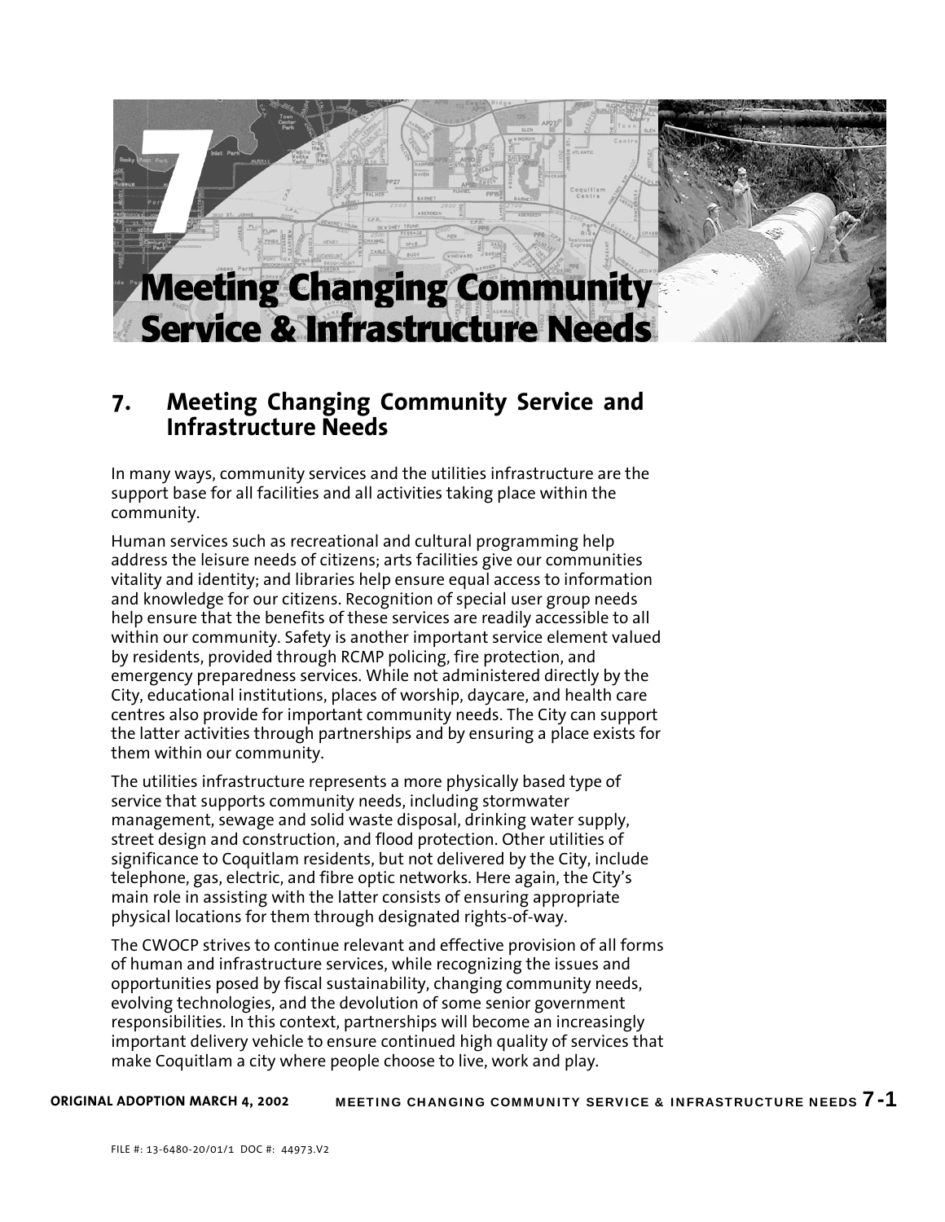# 7. Meeting Changing Community Service and Infrastructure Needs

In many ways, community services and the utilities infrastructure are the support base for all facilities and all activities taking place within the community.

Human services such as recreational and cultural programming help address the leisure needs of citizens; arts facilities give our communities vitality and identity; and libraries help ensure equal access to information and knowledge for our citizens. Recognition of special user group needs help ensure that the benefits of these services are readily accessible to all within our community. Safety is another important service element valued by residents, provided through RCMP policing, fire protection, and emergency preparedness services. While not administered directly by the City, educational institutions, places of worship, daycare, and health care centres also provide for important community needs. The City can support the latter activities through partnerships and by ensuring a place exists for them within our community.

The utilities infrastructure represents a more physically based type of service that supports community needs, including stormwater management, sewage and solid waste disposal, drinking water supply, street design and construction, and flood protection. Other utilities of significance to Coquitlam residents, but not delivered by the City, include telephone, gas, electric, and fibre optic networks. Here again, the City's main role in assisting with the latter consists of ensuring appropriate physical locations for them through designated rights-of-way.

The CWOCP strives to continue relevant and effective provision of all forms of human and infrastructure services, while recognizing the issues and opportunities posed by fiscal sustainability, changing community needs, evolving technologies, and the devolution of some senior government responsibilities. In this context, partnerships will become an increasingly important delivery vehicle to ensure continued high quality of services that make Coquitlam a city where people choose to live, work and play.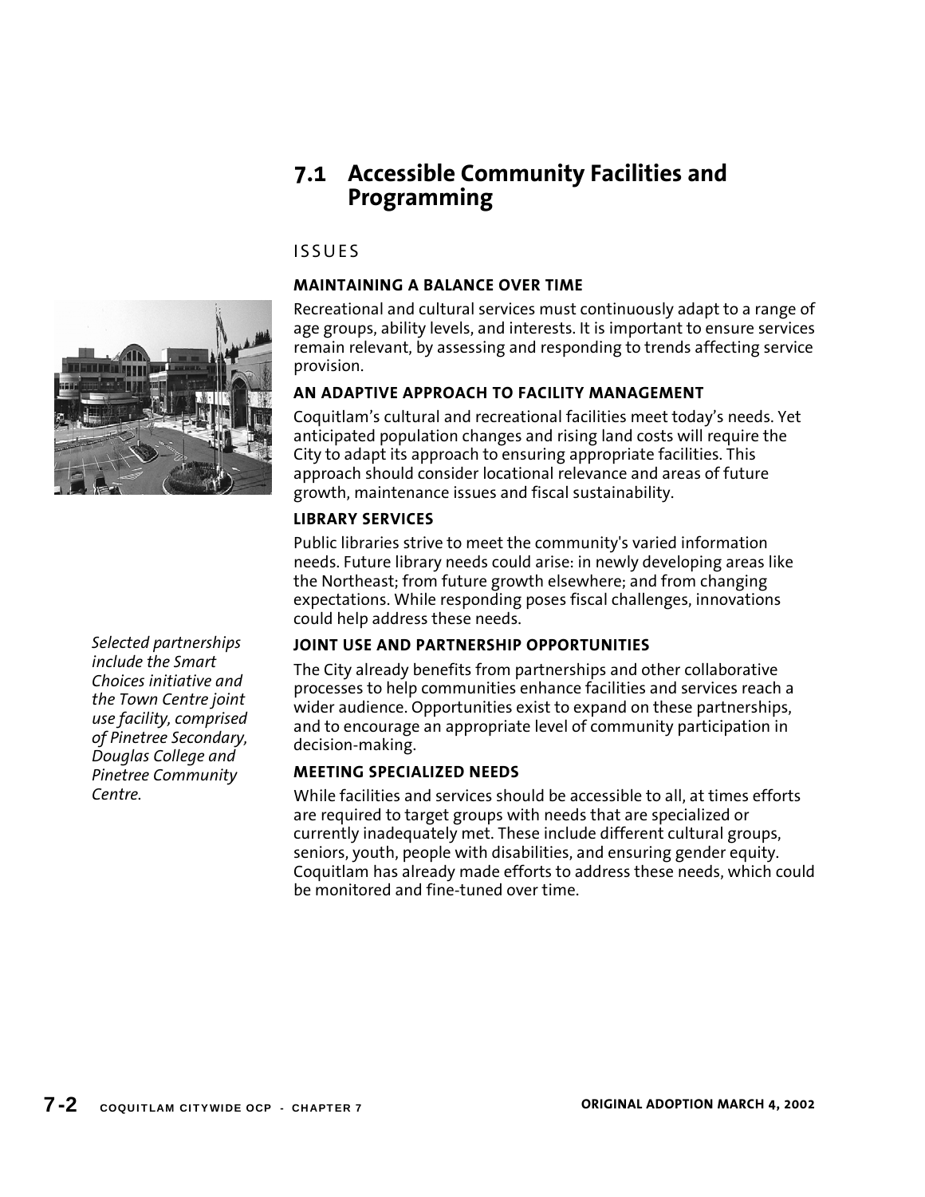## 7.1 Accessible Community Facilities and Programming

### ISSUES

**MAINTAINING A BALANCE OVER TIME**

Recreational and cultural services must continuously adapt to a range of age groups, ability levels, and interests. It is important to ensure services remain relevant, by assessing and responding to trends affecting service provision.

**AN ADAPTIVE APPROACH TO FACILITY MANAGEMENT**

Coquitlam's cultural and recreational facilities meet today's needs. Yet anticipated population changes and rising land costs will require the City to adapt its approach to ensuring appropriate facilities. This approach should consider locational relevance and areas of future growth, maintenance issues and fiscal sustainability.

**LIBRARY SERVICES**

Public libraries strive to meet the community's varied information needs. Future library needs could arise: in newly developing areas like the Northeast; from future growth elsewhere; and from changing expectations. While responding poses fiscal challenges, innovations could help address these needs.

*Selected partnerships include the Smart Choices initiative and the Town Centre joint use facility, comprised of Pinetree Secondary, Douglas College and Pinetree Community Centre.*

**JOINT USE AND PARTNERSHIP OPPORTUNITIES**

The City already benefits from partnerships and other collaborative processes to help communities enhance facilities and services reach a wider audience. Opportunities exist to expand on these partnerships, and to encourage an appropriate level of community participation in decision-making.

**MEETING SPECIALIZED NEEDS**

While facilities and services should be accessible to all, at times efforts are required to target groups with needs that are specialized or currently inadequately met. These include different cultural groups, seniors, youth, people with disabilities, and ensuring gender equity. Coquitlam has already made efforts to address these needs, which could be monitored and fine-tuned over time.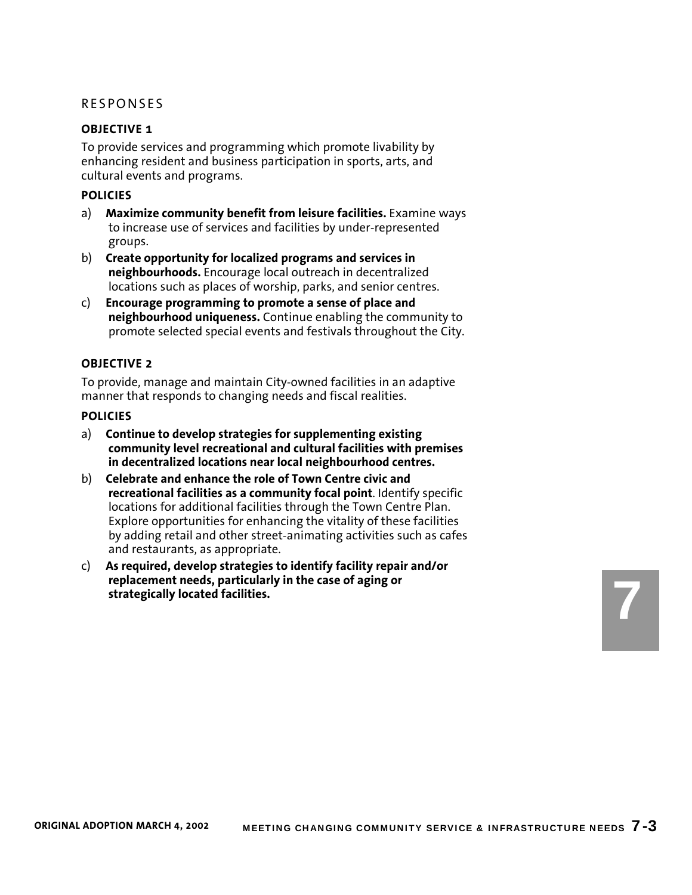## RESPONSES

### OBJECTIVE 1

To provide services and programming which promote livability by enhancing resident and business participation in sports, arts, and cultural events and programs.

#### POLICIES

a) **Maximize community benefit from leisure facilities.** Examine ways to increase use of services and facilities by under-represented groups.

b) **Create opportunity for localized programs and services in neighbourhoods.** Encourage local outreach in decentralized locations such as places of worship, parks, and senior centres.

c) **Encourage programming to promote a sense of place and neighbourhood uniqueness.** Continue enabling the community to promote selected special events and festivals throughout the City.

### OBJECTIVE 2

To provide, manage and maintain City-owned facilities in an adaptive manner that responds to changing needs and fiscal realities.

#### POLICIES

a) **Continue to develop strategies for supplementing existing community level recreational and cultural facilities with premises in decentralized locations near local neighbourhood centres.**

b) **Celebrate and enhance the role of Town Centre civic and recreational facilities as a community focal point**. Identify specific locations for additional facilities through the Town Centre Plan. Explore opportunities for enhancing the vitality of these facilities by adding retail and other street-animating activities such as cafes and restaurants, as appropriate.

c) **As required, develop strategies to identify facility repair and/or replacement needs, particularly in the case of aging or strategically located facilities.**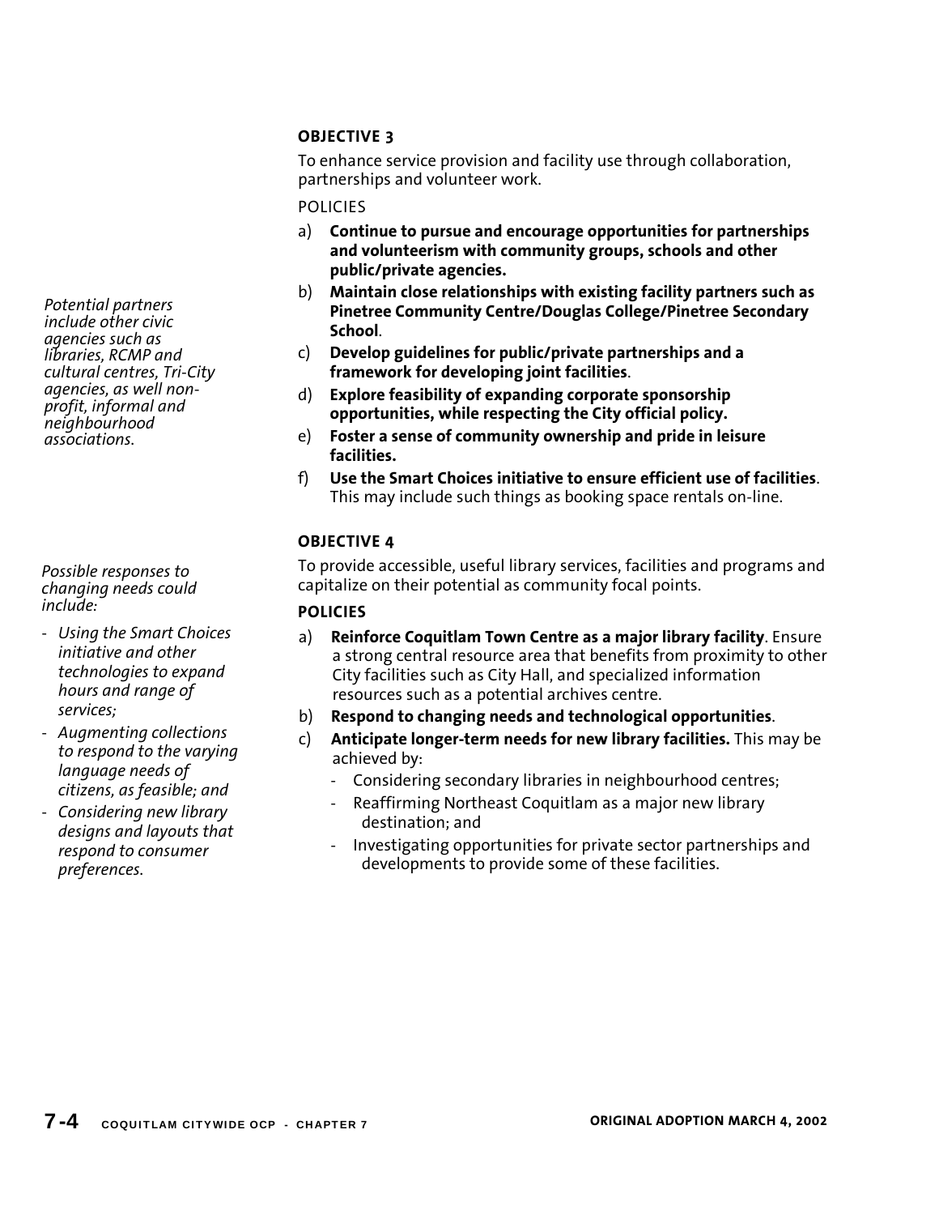### OBJECTIVE 3

To enhance service provision and facility use through collaboration, partnerships and volunteer work.

POLICIES

a) **Continue to pursue and encourage opportunities for partnerships and volunteerism with community groups, schools and other public/private agencies.**

b) **Maintain close relationships with existing facility partners such as Pinetree Community Centre/Douglas College/Pinetree Secondary School**.

*Potential partners include other civic agencies such as libraries, RCMP and cultural centres, Tri-City agencies, as well non-profit, informal and neighbourhood associations.*

c) **Develop guidelines for public/private partnerships and a framework for developing joint facilities**.

d) **Explore feasibility of expanding corporate sponsorship opportunities, while respecting the City official policy.**

e) **Foster a sense of community ownership and pride in leisure facilities.**

f) **Use the Smart Choices initiative to ensure efficient use of facilities**. This may include such things as booking space rentals on-line.

### OBJECTIVE 4

To provide accessible, useful library services, facilities and programs and capitalize on their potential as community focal points.

**POLICIES**

a) **Reinforce Coquitlam Town Centre as a major library facility**. Ensure a strong central resource area that benefits from proximity to other City facilities such as City Hall, and specialized information resources such as a potential archives centre.

b) **Respond to changing needs and technological opportunities**.

*Possible responses to changing needs could include:*

- *Using the Smart Choices initiative and other technologies to expand hours and range of services;*
- *Augmenting collections to respond to the varying language needs of citizens, as feasible; and*
- *Considering new library designs and layouts that respond to consumer preferences.*

c) **Anticipate longer-term needs for new library facilities.** This may be achieved by:

- Considering secondary libraries in neighbourhood centres;
- Reaffirming Northeast Coquitlam as a major new library destination; and
- Investigating opportunities for private sector partnerships and developments to provide some of these facilities.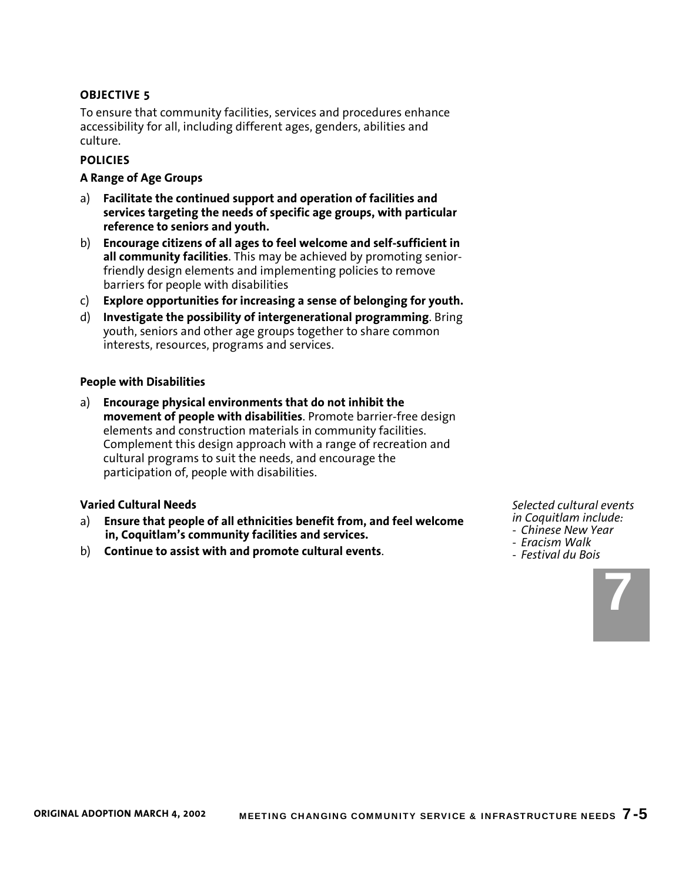### OBJECTIVE 5

To ensure that community facilities, services and procedures enhance accessibility for all, including different ages, genders, abilities and culture.

#### POLICIES

**A Range of Age Groups**

a) **Facilitate the continued support and operation of facilities and services targeting the needs of specific age groups, with particular reference to seniors and youth.**

b) **Encourage citizens of all ages to feel welcome and self-sufficient in all community facilities**. This may be achieved by promoting senior-friendly design elements and implementing policies to remove barriers for people with disabilities

c) **Explore opportunities for increasing a sense of belonging for youth.**

d) **Investigate the possibility of intergenerational programming**. Bring youth, seniors and other age groups together to share common interests, resources, programs and services.

**People with Disabilities**

a) **Encourage physical environments that do not inhibit the movement of people with disabilities**. Promote barrier-free design elements and construction materials in community facilities. Complement this design approach with a range of recreation and cultural programs to suit the needs, and encourage the participation of, people with disabilities.

**Varied Cultural Needs**

a) **Ensure that people of all ethnicities benefit from, and feel welcome in, Coquitlam's community facilities and services.**

b) **Continue to assist with and promote cultural events**.

*Selected cultural events in Coquitlam include:*
- *Chinese New Year*
- *Eracism Walk*
- *Festival du Bois*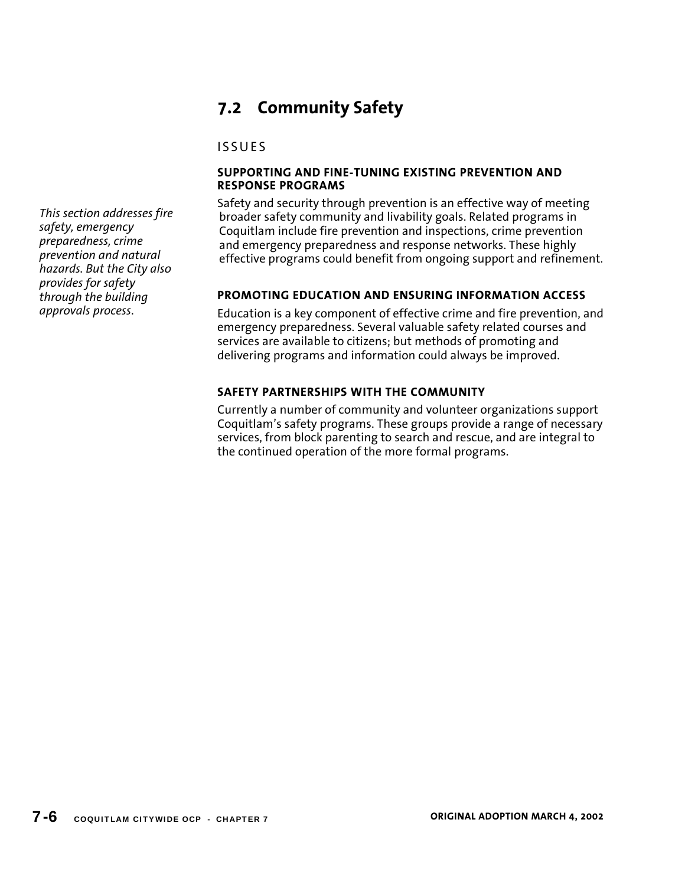## 7.2 Community Safety

*This section addresses fire safety, emergency preparedness, crime prevention and natural hazards. But the City also provides for safety through the building approvals process.*

### ISSUES

#### SUPPORTING AND FINE-TUNING EXISTING PREVENTION AND RESPONSE PROGRAMS

Safety and security through prevention is an effective way of meeting broader safety community and livability goals. Related programs in Coquitlam include fire prevention and inspections, crime prevention and emergency preparedness and response networks. These highly effective programs could benefit from ongoing support and refinement.

#### PROMOTING EDUCATION AND ENSURING INFORMATION ACCESS

Education is a key component of effective crime and fire prevention, and emergency preparedness. Several valuable safety related courses and services are available to citizens; but methods of promoting and delivering programs and information could always be improved.

#### SAFETY PARTNERSHIPS WITH THE COMMUNITY

Currently a number of community and volunteer organizations support Coquitlam's safety programs. These groups provide a range of necessary services, from block parenting to search and rescue, and are integral to the continued operation of the more formal programs.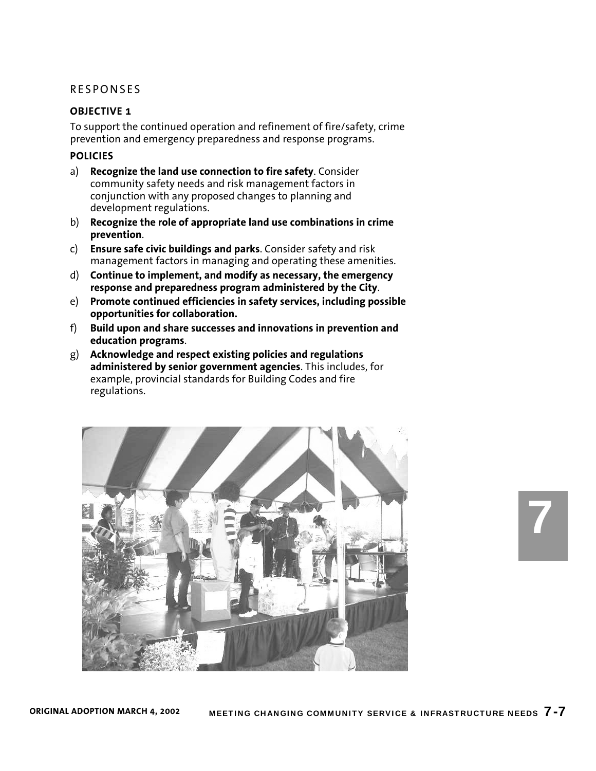## RESPONSES

### OBJECTIVE 1

To support the continued operation and refinement of fire/safety, crime prevention and emergency preparedness and response programs.

### POLICIES

a) **Recognize the land use connection to fire safety**. Consider community safety needs and risk management factors in conjunction with any proposed changes to planning and development regulations.

b) **Recognize the role of appropriate land use combinations in crime prevention**.

c) **Ensure safe civic buildings and parks**. Consider safety and risk management factors in managing and operating these amenities.

d) **Continue to implement, and modify as necessary, the emergency response and preparedness program administered by the City**.

e) **Promote continued efficiencies in safety services, including possible opportunities for collaboration.**

f) **Build upon and share successes and innovations in prevention and education programs**.

g) **Acknowledge and respect existing policies and regulations administered by senior government agencies**. This includes, for example, provincial standards for Building Codes and fire regulations.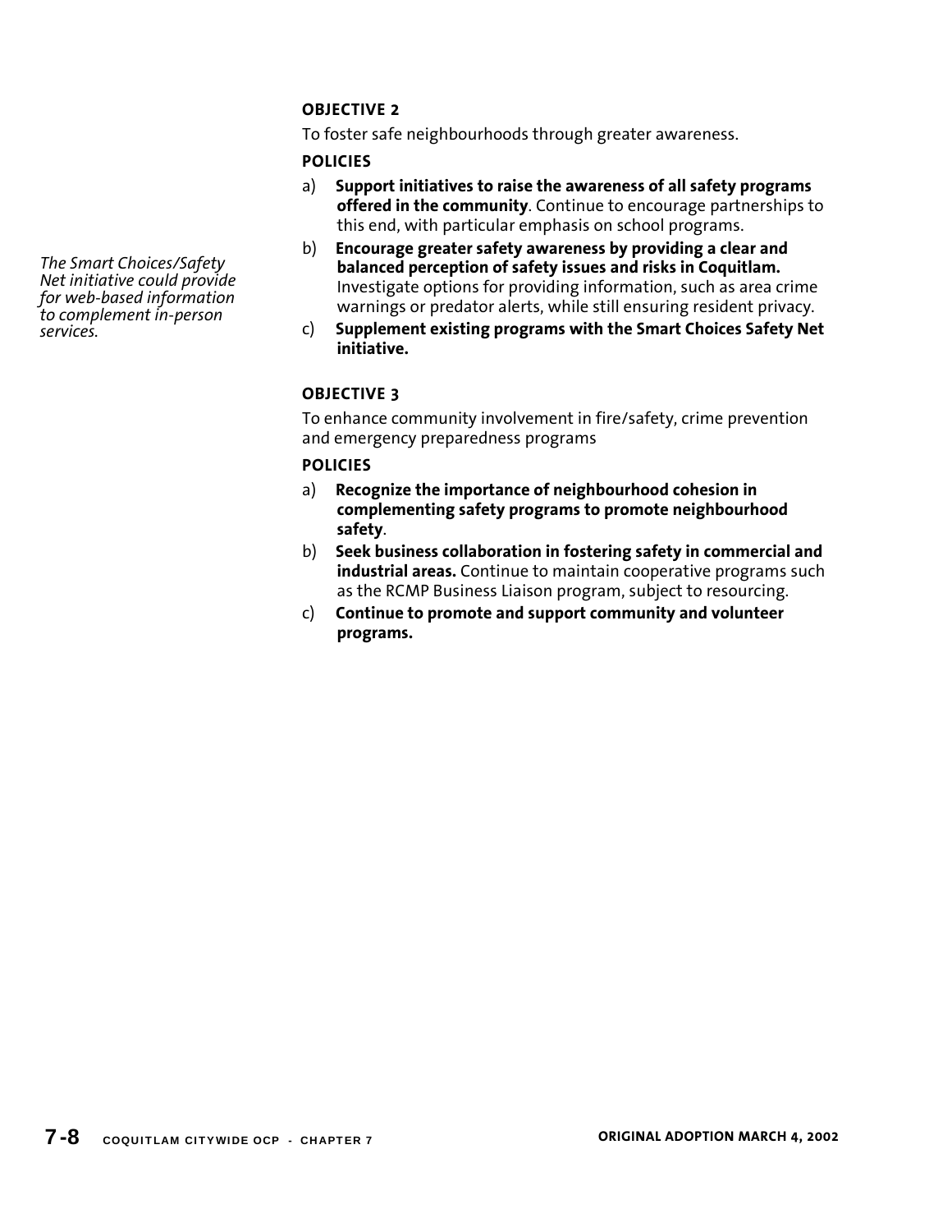### OBJECTIVE 2

To foster safe neighbourhoods through greater awareness.

**POLICIES**

a) **Support initiatives to raise the awareness of all safety programs offered in the community**. Continue to encourage partnerships to this end, with particular emphasis on school programs.

b) **Encourage greater safety awareness by providing a clear and balanced perception of safety issues and risks in Coquitlam.** Investigate options for providing information, such as area crime warnings or predator alerts, while still ensuring resident privacy.

*The Smart Choices/Safety Net initiative could provide for web-based information to complement in-person services.*

c) **Supplement existing programs with the Smart Choices Safety Net initiative.**

### OBJECTIVE 3

To enhance community involvement in fire/safety, crime prevention and emergency preparedness programs

**POLICIES**

a) **Recognize the importance of neighbourhood cohesion in complementing safety programs to promote neighbourhood safety**.

b) **Seek business collaboration in fostering safety in commercial and industrial areas.** Continue to maintain cooperative programs such as the RCMP Business Liaison program, subject to resourcing.

c) **Continue to promote and support community and volunteer programs.**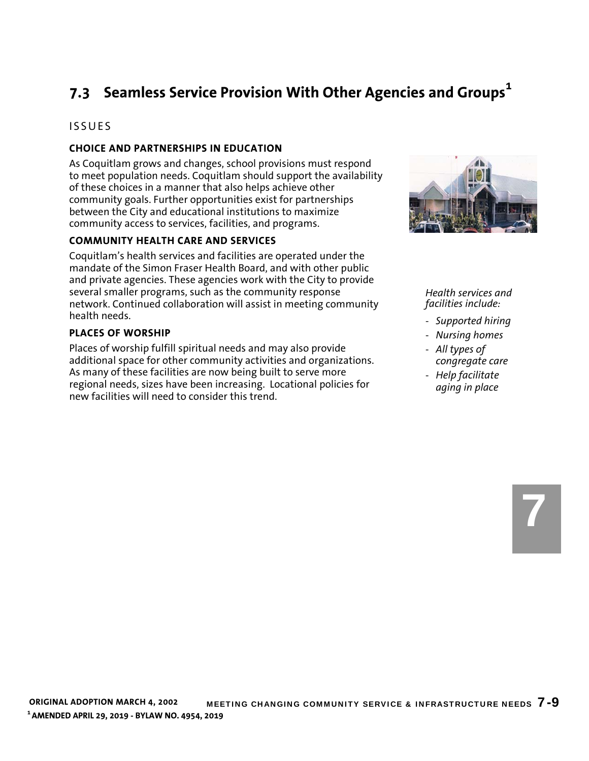## 7.3 Seamless Service Provision With Other Agencies and Groups[1]

### ISSUES

**CHOICE AND PARTNERSHIPS IN EDUCATION**

As Coquitlam grows and changes, school provisions must respond to meet population needs. Coquitlam should support the availability of these choices in a manner that also helps achieve other community goals. Further opportunities exist for partnerships between the City and educational institutions to maximize community access to services, facilities, and programs.

**COMMUNITY HEALTH CARE AND SERVICES**

Coquitlam's health services and facilities are operated under the mandate of the Simon Fraser Health Board, and with other public and private agencies. These agencies work with the City to provide several smaller programs, such as the community response network. Continued collaboration will assist in meeting community health needs.

**PLACES OF WORSHIP**

Places of worship fulfill spiritual needs and may also provide additional space for other community activities and organizations. As many of these facilities are now being built to serve more regional needs, sizes have been increasing. Locational policies for new facilities will need to consider this trend.

*Health services and facilities include:*

- *Supported hiring*
- *Nursing homes*
- *All types of congregate care*
- *Help facilitate aging in place*

ORIGINAL ADOPTION MARCH 4, 2002

[1] AMENDED APRIL 29, 2019 - BYLAW NO. 4954, 2019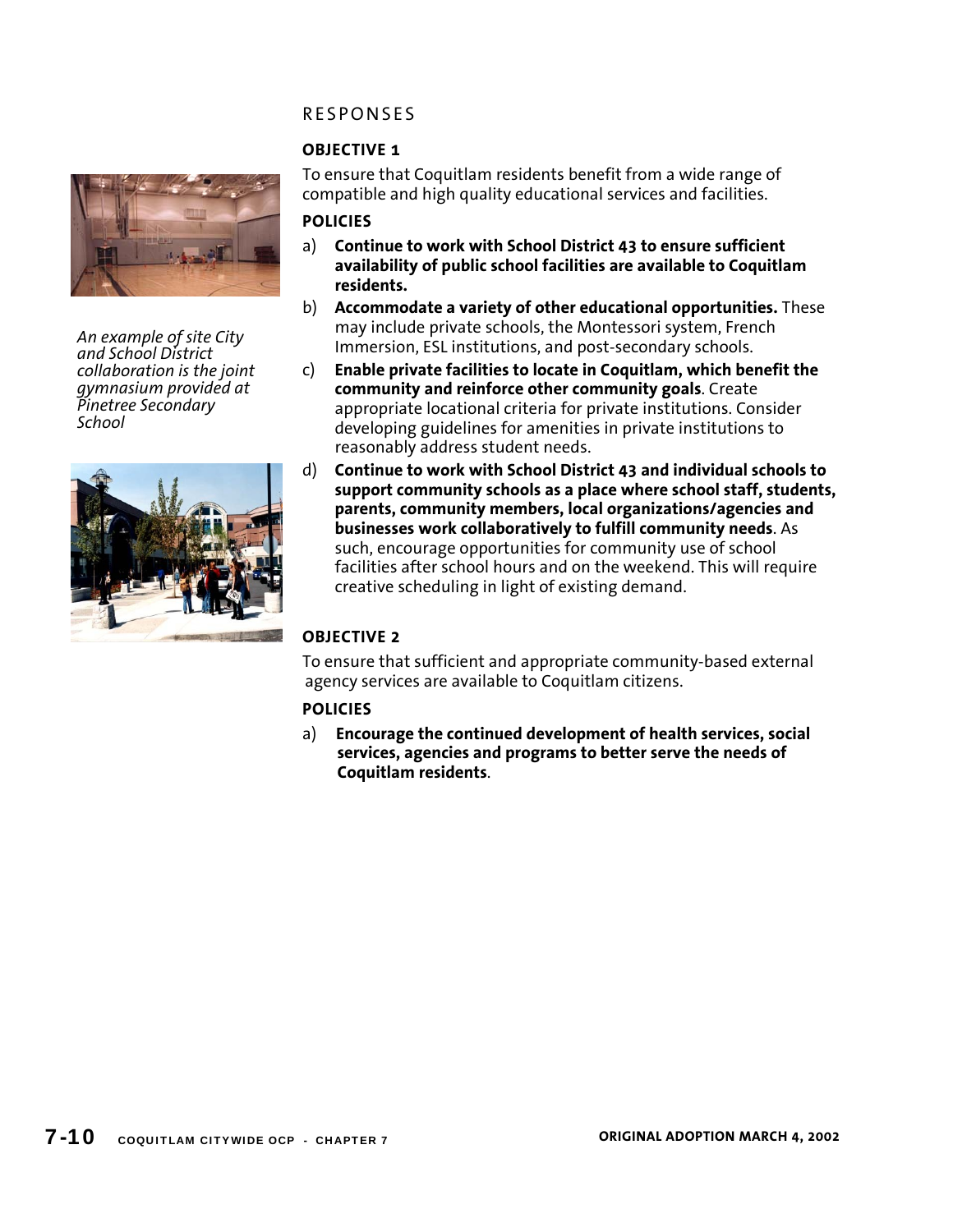## RESPONSES

### OBJECTIVE 1

To ensure that Coquitlam residents benefit from a wide range of compatible and high quality educational services and facilities.

### POLICIES

a) **Continue to work with School District 43 to ensure sufficient availability of public school facilities are available to Coquitlam residents.**

b) **Accommodate a variety of other educational opportunities.** These may include private schools, the Montessori system, French Immersion, ESL institutions, and post-secondary schools.

c) **Enable private facilities to locate in Coquitlam, which benefit the community and reinforce other community goals**. Create appropriate locational criteria for private institutions. Consider developing guidelines for amenities in private institutions to reasonably address student needs.

d) **Continue to work with School District 43 and individual schools to support community schools as a place where school staff, students, parents, community members, local organizations/agencies and businesses work collaboratively to fulfill community needs**. As such, encourage opportunities for community use of school facilities after school hours and on the weekend. This will require creative scheduling in light of existing demand.

*An example of site City and School District collaboration is the joint gymnasium provided at Pinetree Secondary School*

### OBJECTIVE 2

To ensure that sufficient and appropriate community-based external agency services are available to Coquitlam citizens.

### POLICIES

a) **Encourage the continued development of health services, social services, agencies and programs to better serve the needs of Coquitlam residents**.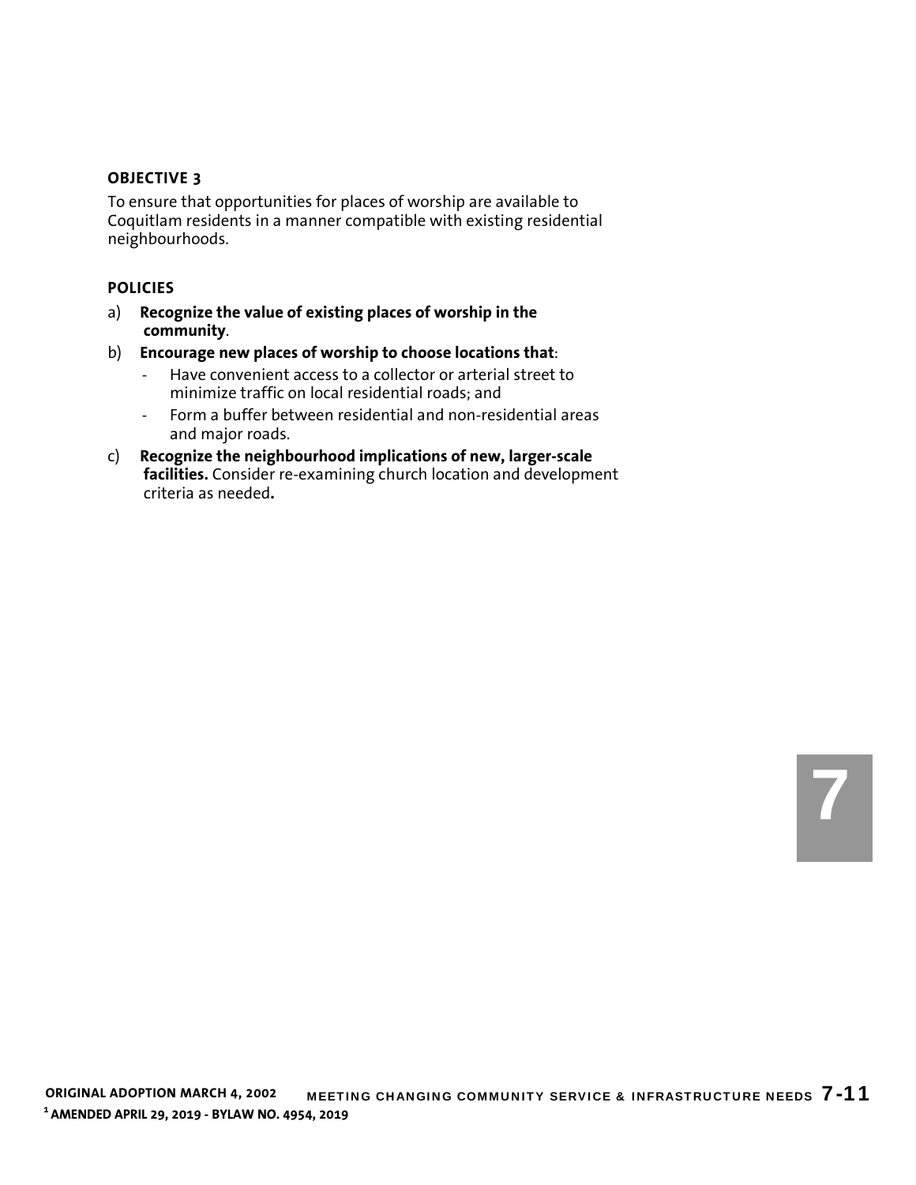### OBJECTIVE 3

To ensure that opportunities for places of worship are available to Coquitlam residents in a manner compatible with existing residential neighbourhoods.

### POLICIES

a) **Recognize the value of existing places of worship in the community**.

b) **Encourage new places of worship to choose locations that**:

- Have convenient access to a collector or arterial street to minimize traffic on local residential roads; and
- Form a buffer between residential and non-residential areas and major roads.

c) **Recognize the neighbourhood implications of new, larger-scale facilities.** Consider re-examining church location and development criteria as needed**.**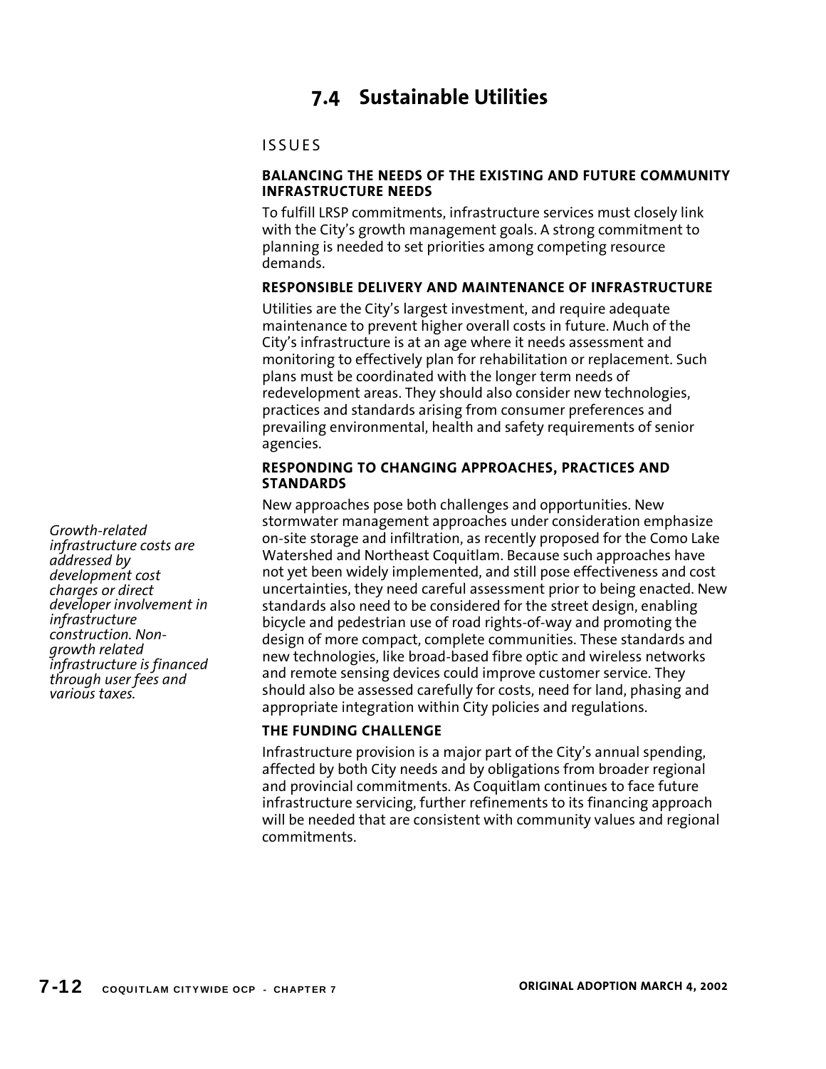## 7.4 Sustainable Utilities

### ISSUES

**BALANCING THE NEEDS OF THE EXISTING AND FUTURE COMMUNITY INFRASTRUCTURE NEEDS**

To fulfill LRSP commitments, infrastructure services must closely link with the City's growth management goals. A strong commitment to planning is needed to set priorities among competing resource demands.

**RESPONSIBLE DELIVERY AND MAINTENANCE OF INFRASTRUCTURE**

Utilities are the City's largest investment, and require adequate maintenance to prevent higher overall costs in future. Much of the City's infrastructure is at an age where it needs assessment and monitoring to effectively plan for rehabilitation or replacement. Such plans must be coordinated with the longer term needs of redevelopment areas. They should also consider new technologies, practices and standards arising from consumer preferences and prevailing environmental, health and safety requirements of senior agencies.

**RESPONDING TO CHANGING APPROACHES, PRACTICES AND STANDARDS**

*Growth-related infrastructure costs are addressed by development cost charges or direct developer involvement in infrastructure construction. Non-growth related infrastructure is financed through user fees and various taxes.*

New approaches pose both challenges and opportunities. New stormwater management approaches under consideration emphasize on-site storage and infiltration, as recently proposed for the Como Lake Watershed and Northeast Coquitlam. Because such approaches have not yet been widely implemented, and still pose effectiveness and cost uncertainties, they need careful assessment prior to being enacted. New standards also need to be considered for the street design, enabling bicycle and pedestrian use of road rights-of-way and promoting the design of more compact, complete communities. These standards and new technologies, like broad-based fibre optic and wireless networks and remote sensing devices could improve customer service. They should also be assessed carefully for costs, need for land, phasing and appropriate integration within City policies and regulations.

**THE FUNDING CHALLENGE**

Infrastructure provision is a major part of the City's annual spending, affected by both City needs and by obligations from broader regional and provincial commitments. As Coquitlam continues to face future infrastructure servicing, further refinements to its financing approach will be needed that are consistent with community values and regional commitments.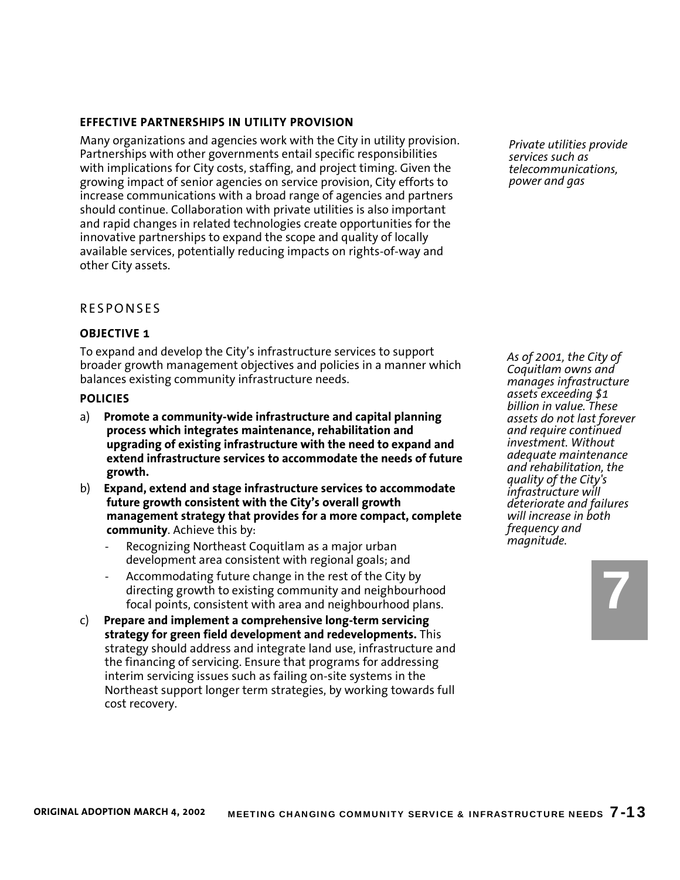### EFFECTIVE PARTNERSHIPS IN UTILITY PROVISION

Many organizations and agencies work with the City in utility provision. Partnerships with other governments entail specific responsibilities with implications for City costs, staffing, and project timing. Given the growing impact of senior agencies on service provision, City efforts to increase communications with a broad range of agencies and partners should continue. Collaboration with private utilities is also important and rapid changes in related technologies create opportunities for the innovative partnerships to expand the scope and quality of locally available services, potentially reducing impacts on rights-of-way and other City assets.

*Private utilities provide services such as telecommunications, power and gas*

## RESPONSES

### OBJECTIVE 1

To expand and develop the City's infrastructure services to support broader growth management objectives and policies in a manner which balances existing community infrastructure needs.

*As of 2001, the City of Coquitlam owns and manages infrastructure assets exceeding $1 billion in value. These assets do not last forever and require continued investment. Without adequate maintenance and rehabilitation, the quality of the City's infrastructure will deteriorate and failures will increase in both frequency and magnitude.*

### POLICIES

a) **Promote a community-wide infrastructure and capital planning process which integrates maintenance, rehabilitation and upgrading of existing infrastructure with the need to expand and extend infrastructure services to accommodate the needs of future growth.**

b) **Expand, extend and stage infrastructure services to accommodate future growth consistent with the City's overall growth management strategy that provides for a more compact, complete community**. Achieve this by:
   - Recognizing Northeast Coquitlam as a major urban development area consistent with regional goals; and
   - Accommodating future change in the rest of the City by directing growth to existing community and neighbourhood focal points, consistent with area and neighbourhood plans.

c) **Prepare and implement a comprehensive long-term servicing strategy for green field development and redevelopments.** This strategy should address and integrate land use, infrastructure and the financing of servicing. Ensure that programs for addressing interim servicing issues such as failing on-site systems in the Northeast support longer term strategies, by working towards full cost recovery.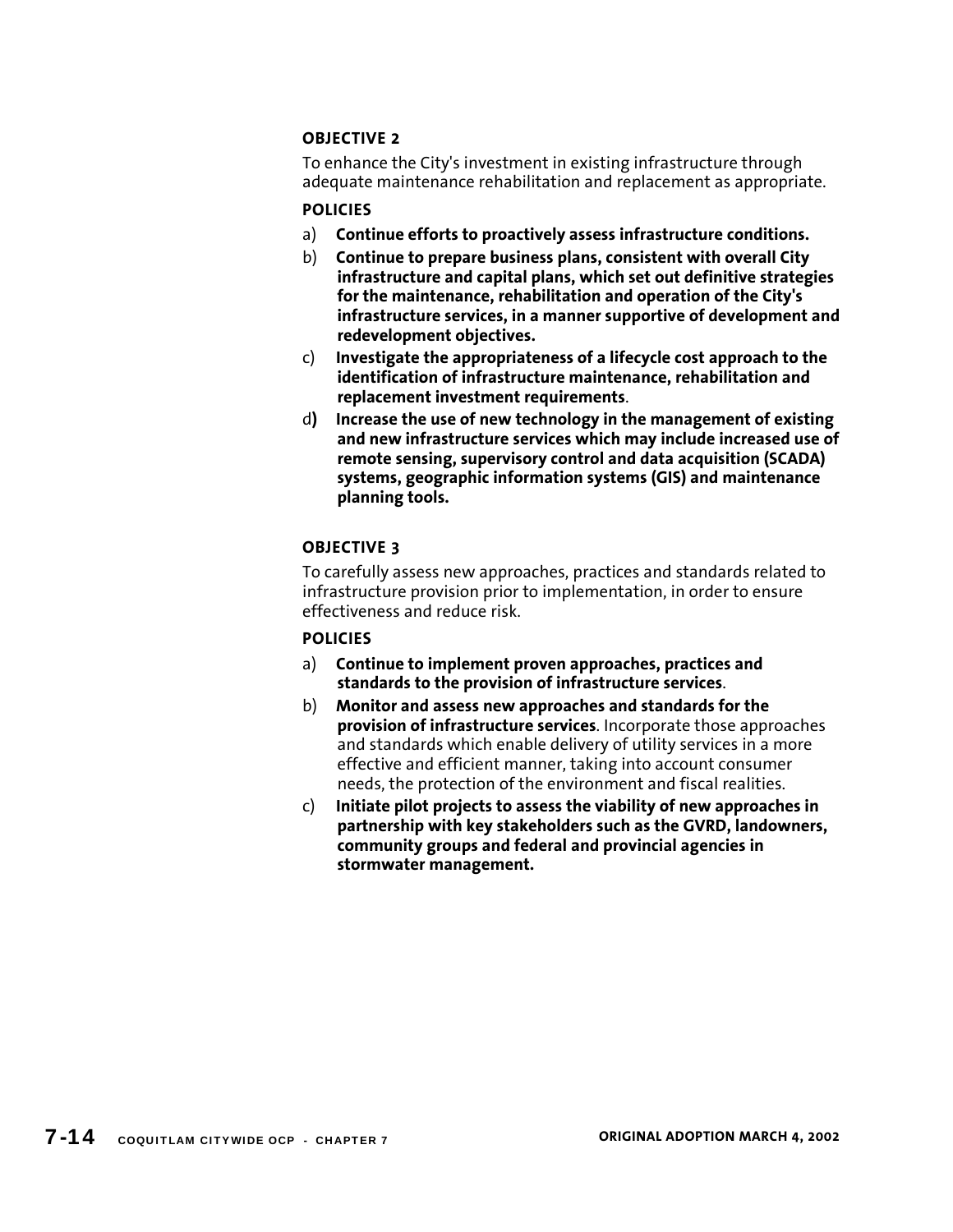### OBJECTIVE 2

To enhance the City's investment in existing infrastructure through adequate maintenance rehabilitation and replacement as appropriate.

#### POLICIES

a) **Continue efforts to proactively assess infrastructure conditions.**

b) **Continue to prepare business plans, consistent with overall City infrastructure and capital plans, which set out definitive strategies for the maintenance, rehabilitation and operation of the City's infrastructure services, in a manner supportive of development and redevelopment objectives.**

c) **Investigate the appropriateness of a lifecycle cost approach to the identification of infrastructure maintenance, rehabilitation and replacement investment requirements**.

d) **Increase the use of new technology in the management of existing and new infrastructure services which may include increased use of remote sensing, supervisory control and data acquisition (SCADA) systems, geographic information systems (GIS) and maintenance planning tools.**

### OBJECTIVE 3

To carefully assess new approaches, practices and standards related to infrastructure provision prior to implementation, in order to ensure effectiveness and reduce risk.

#### POLICIES

a) **Continue to implement proven approaches, practices and standards to the provision of infrastructure services**.

b) **Monitor and assess new approaches and standards for the provision of infrastructure services**. Incorporate those approaches and standards which enable delivery of utility services in a more effective and efficient manner, taking into account consumer needs, the protection of the environment and fiscal realities.

c) **Initiate pilot projects to assess the viability of new approaches in partnership with key stakeholders such as the GVRD, landowners, community groups and federal and provincial agencies in stormwater management.**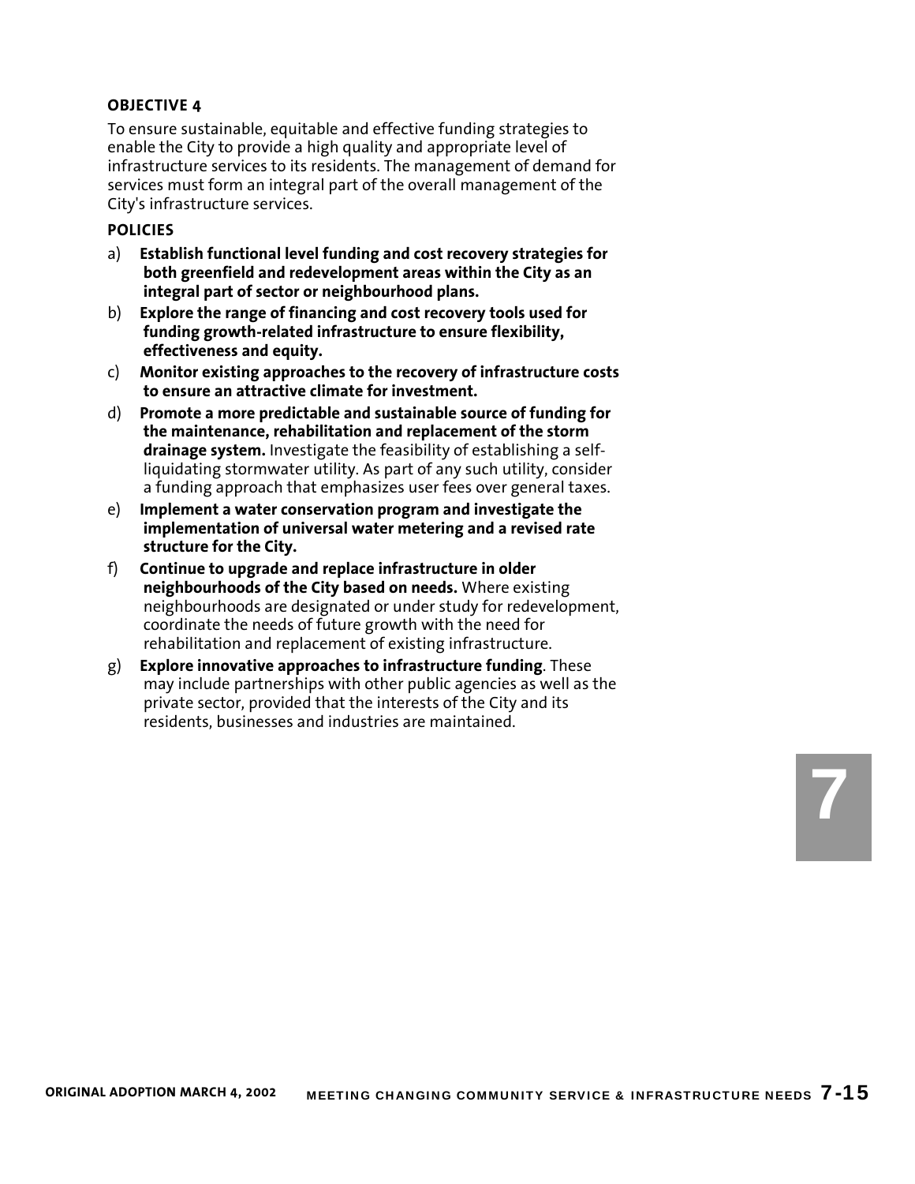**OBJECTIVE 4**

To ensure sustainable, equitable and effective funding strategies to enable the City to provide a high quality and appropriate level of infrastructure services to its residents. The management of demand for services must form an integral part of the overall management of the City's infrastructure services.

**POLICIES**

a) **Establish functional level funding and cost recovery strategies for both greenfield and redevelopment areas within the City as an integral part of sector or neighbourhood plans.**

b) **Explore the range of financing and cost recovery tools used for funding growth-related infrastructure to ensure flexibility, effectiveness and equity.**

c) **Monitor existing approaches to the recovery of infrastructure costs to ensure an attractive climate for investment.**

d) **Promote a more predictable and sustainable source of funding for the maintenance, rehabilitation and replacement of the storm drainage system.** Investigate the feasibility of establishing a self-liquidating stormwater utility. As part of any such utility, consider a funding approach that emphasizes user fees over general taxes.

e) **Implement a water conservation program and investigate the implementation of universal water metering and a revised rate structure for the City.**

f) **Continue to upgrade and replace infrastructure in older neighbourhoods of the City based on needs.** Where existing neighbourhoods are designated or under study for redevelopment, coordinate the needs of future growth with the need for rehabilitation and replacement of existing infrastructure.

g) **Explore innovative approaches to infrastructure funding**. These may include partnerships with other public agencies as well as the private sector, provided that the interests of the City and its residents, businesses and industries are maintained.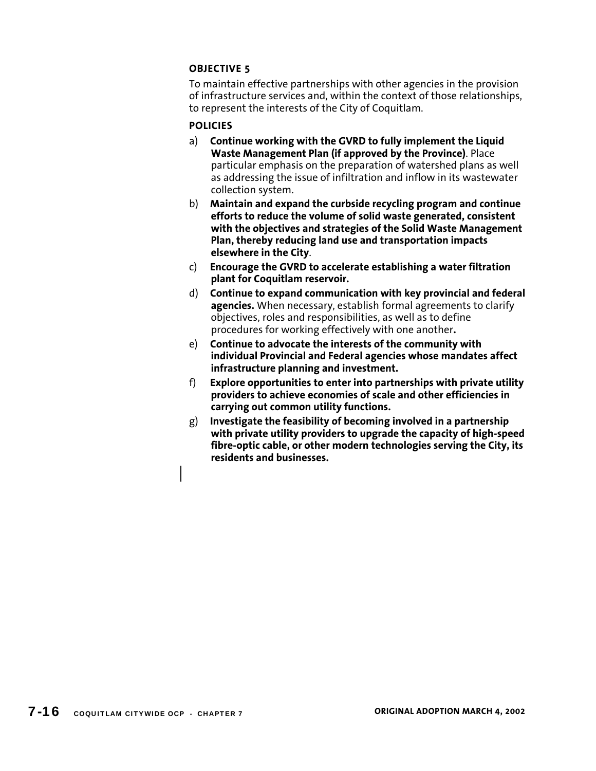**OBJECTIVE 5**

To maintain effective partnerships with other agencies in the provision of infrastructure services and, within the context of those relationships, to represent the interests of the City of Coquitlam.

**POLICIES**

a) **Continue working with the GVRD to fully implement the Liquid Waste Management Plan (if approved by the Province)**. Place particular emphasis on the preparation of watershed plans as well as addressing the issue of infiltration and inflow in its wastewater collection system.

b) **Maintain and expand the curbside recycling program and continue efforts to reduce the volume of solid waste generated, consistent with the objectives and strategies of the Solid Waste Management Plan, thereby reducing land use and transportation impacts elsewhere in the City**.

c) **Encourage the GVRD to accelerate establishing a water filtration plant for Coquitlam reservoir.**

d) **Continue to expand communication with key provincial and federal agencies.** When necessary, establish formal agreements to clarify objectives, roles and responsibilities, as well as to define procedures for working effectively with one another**.**

e) **Continue to advocate the interests of the community with individual Provincial and Federal agencies whose mandates affect infrastructure planning and investment.**

f) **Explore opportunities to enter into partnerships with private utility providers to achieve economies of scale and other efficiencies in carrying out common utility functions.**

g) **Investigate the feasibility of becoming involved in a partnership with private utility providers to upgrade the capacity of high-speed fibre-optic cable, or other modern technologies serving the City, its residents and businesses.**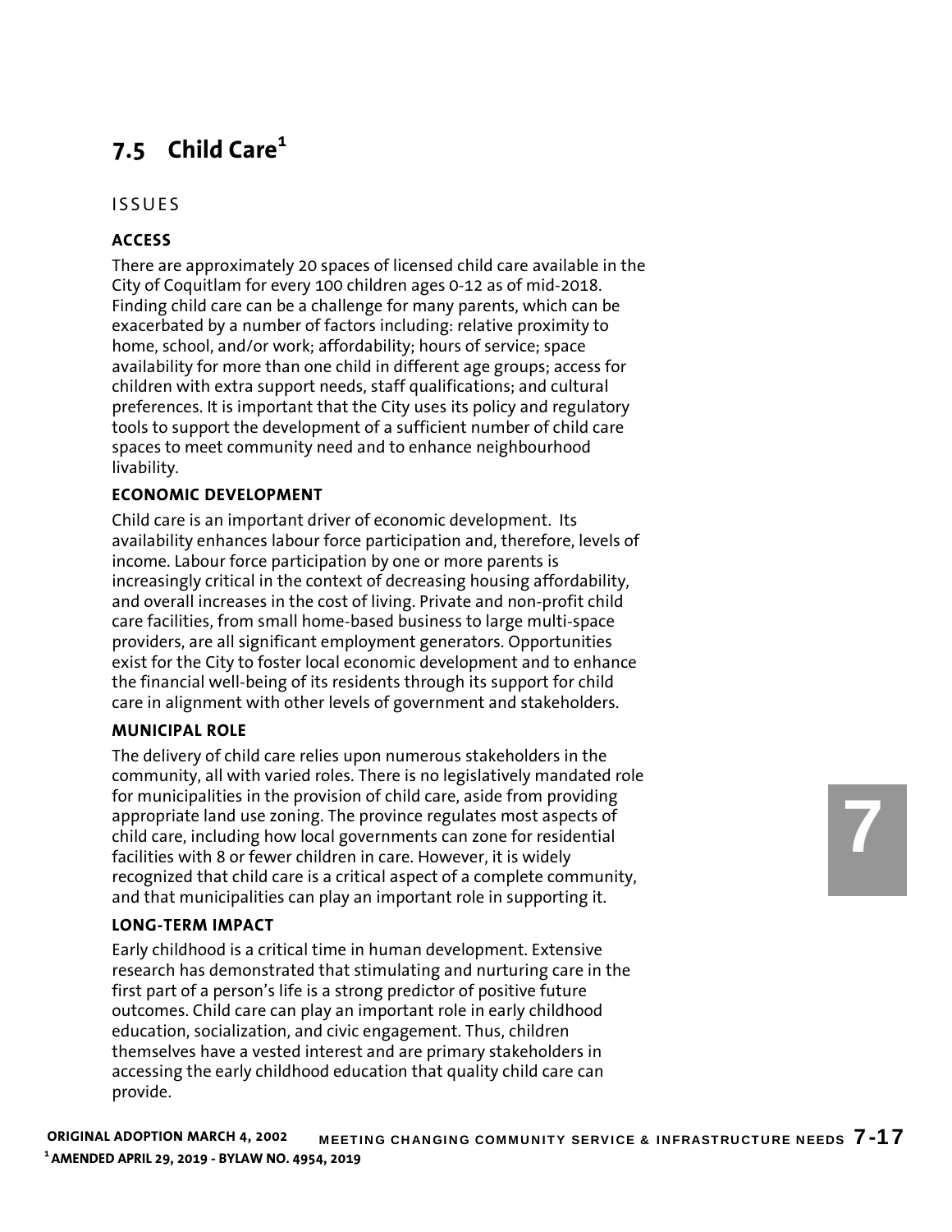## 7.5 Child Care[1]

ISSUES

**ACCESS**

There are approximately 20 spaces of licensed child care available in the City of Coquitlam for every 100 children ages 0-12 as of mid-2018. Finding child care can be a challenge for many parents, which can be exacerbated by a number of factors including: relative proximity to home, school, and/or work; affordability; hours of service; space availability for more than one child in different age groups; access for children with extra support needs, staff qualifications; and cultural preferences. It is important that the City uses its policy and regulatory tools to support the development of a sufficient number of child care spaces to meet community need and to enhance neighbourhood livability.

**ECONOMIC DEVELOPMENT**

Child care is an important driver of economic development. Its availability enhances labour force participation and, therefore, levels of income. Labour force participation by one or more parents is increasingly critical in the context of decreasing housing affordability, and overall increases in the cost of living. Private and non-profit child care facilities, from small home-based business to large multi-space providers, are all significant employment generators. Opportunities exist for the City to foster local economic development and to enhance the financial well-being of its residents through its support for child care in alignment with other levels of government and stakeholders.

**MUNICIPAL ROLE**

The delivery of child care relies upon numerous stakeholders in the community, all with varied roles. There is no legislatively mandated role for municipalities in the provision of child care, aside from providing appropriate land use zoning. The province regulates most aspects of child care, including how local governments can zone for residential facilities with 8 or fewer children in care. However, it is widely recognized that child care is a critical aspect of a complete community, and that municipalities can play an important role in supporting it.

**LONG-TERM IMPACT**

Early childhood is a critical time in human development. Extensive research has demonstrated that stimulating and nurturing care in the first part of a person's life is a strong predictor of positive future outcomes. Child care can play an important role in early childhood education, socialization, and civic engagement. Thus, children themselves have a vested interest and are primary stakeholders in accessing the early childhood education that quality child care can provide.

[1] AMENDED APRIL 29, 2019 - BYLAW NO. 4954, 2019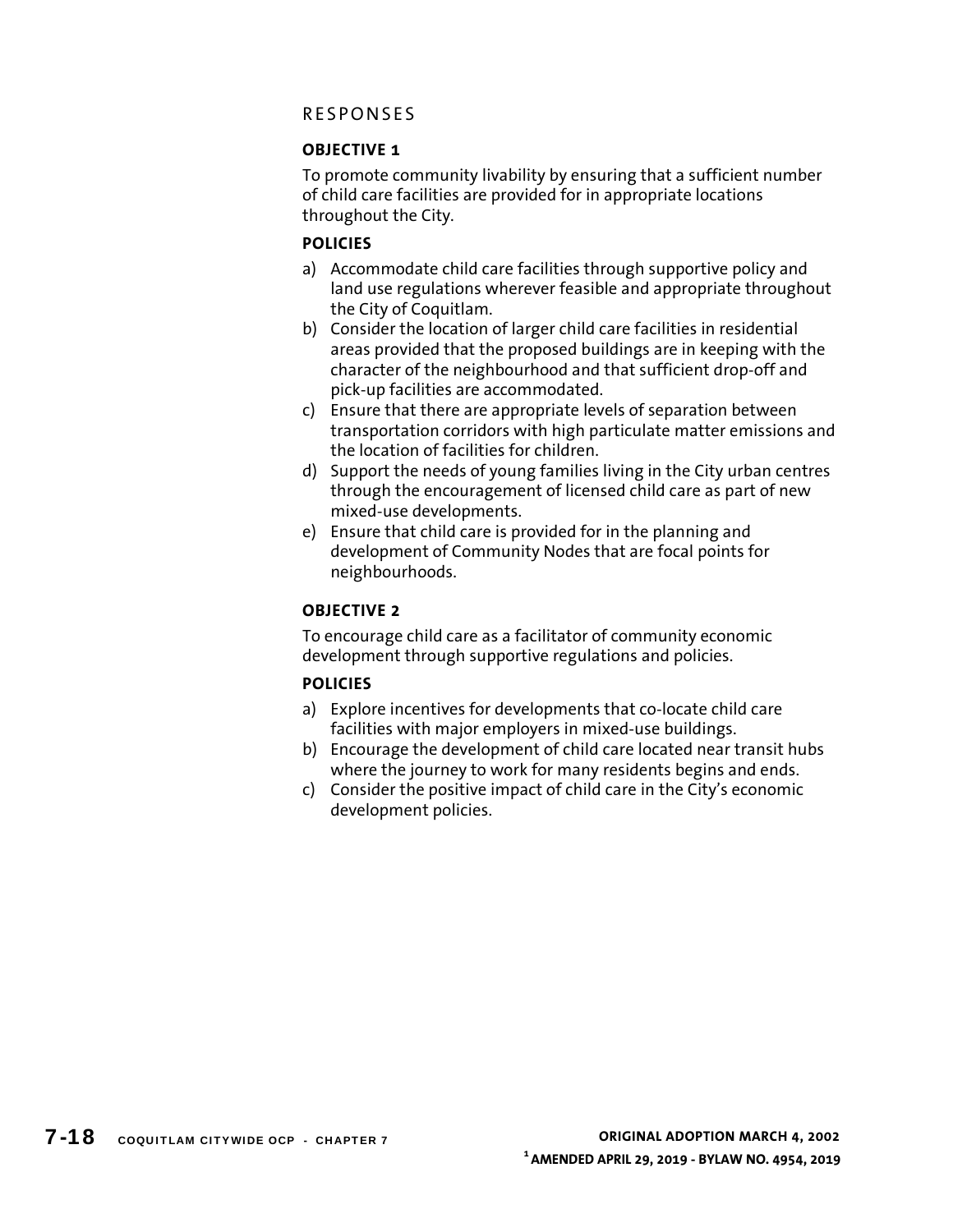## RESPONSES

### OBJECTIVE 1

To promote community livability by ensuring that a sufficient number of child care facilities are provided for in appropriate locations throughout the City.

### POLICIES

a) Accommodate child care facilities through supportive policy and land use regulations wherever feasible and appropriate throughout the City of Coquitlam.

b) Consider the location of larger child care facilities in residential areas provided that the proposed buildings are in keeping with the character of the neighbourhood and that sufficient drop-off and pick-up facilities are accommodated.

c) Ensure that there are appropriate levels of separation between transportation corridors with high particulate matter emissions and the location of facilities for children.

d) Support the needs of young families living in the City urban centres through the encouragement of licensed child care as part of new mixed-use developments.

e) Ensure that child care is provided for in the planning and development of Community Nodes that are focal points for neighbourhoods.

### OBJECTIVE 2

To encourage child care as a facilitator of community economic development through supportive regulations and policies.

### POLICIES

a) Explore incentives for developments that co-locate child care facilities with major employers in mixed-use buildings.

b) Encourage the development of child care located near transit hubs where the journey to work for many residents begins and ends.

c) Consider the positive impact of child care in the City's economic development policies.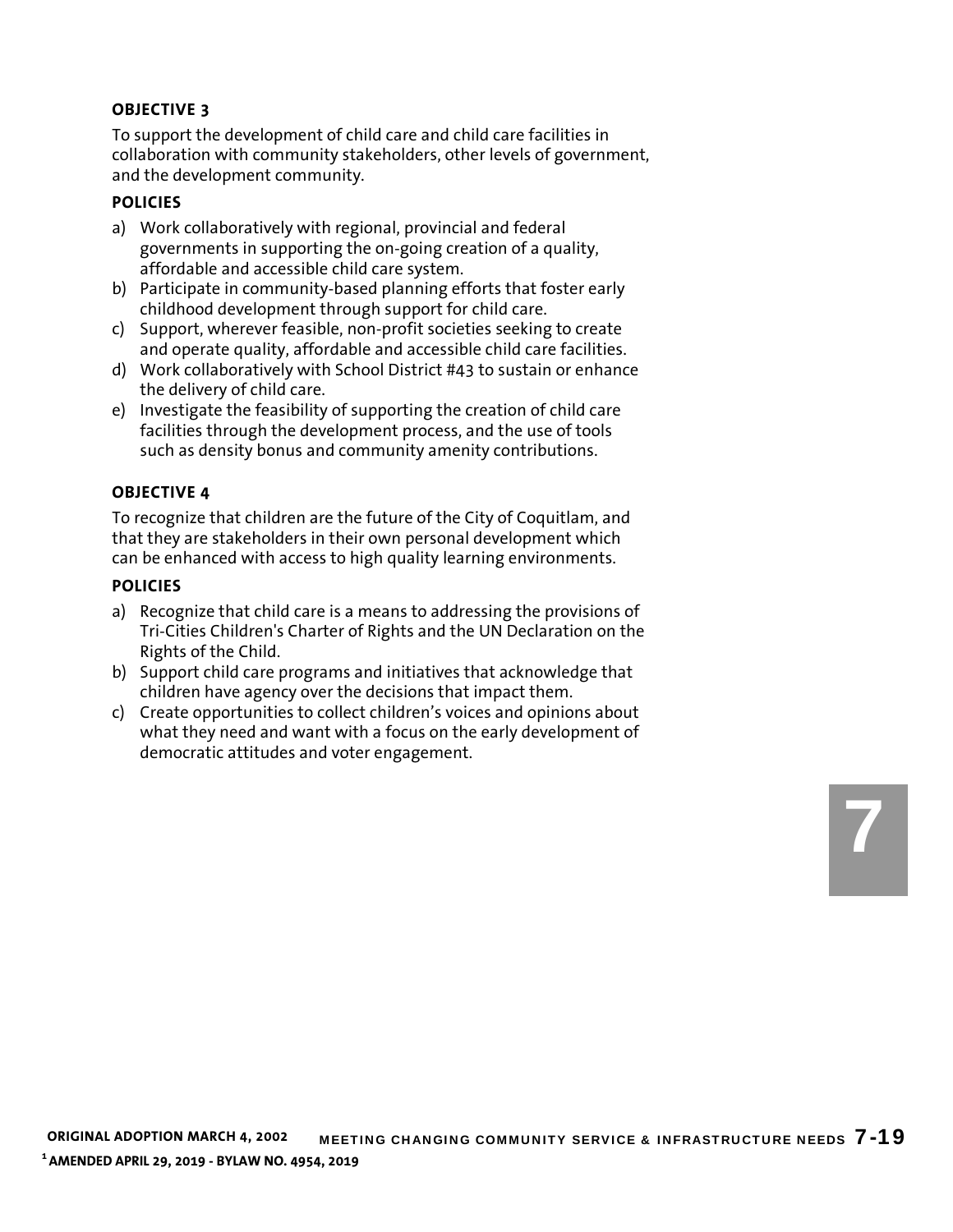**OBJECTIVE 3**

To support the development of child care and child care facilities in collaboration with community stakeholders, other levels of government, and the development community.

**POLICIES**

a) Work collaboratively with regional, provincial and federal governments in supporting the on-going creation of a quality, affordable and accessible child care system.
b) Participate in community-based planning efforts that foster early childhood development through support for child care.
c) Support, wherever feasible, non-profit societies seeking to create and operate quality, affordable and accessible child care facilities.
d) Work collaboratively with School District #43 to sustain or enhance the delivery of child care.
e) Investigate the feasibility of supporting the creation of child care facilities through the development process, and the use of tools such as density bonus and community amenity contributions.

**OBJECTIVE 4**

To recognize that children are the future of the City of Coquitlam, and that they are stakeholders in their own personal development which can be enhanced with access to high quality learning environments.

**POLICIES**

a) Recognize that child care is a means to addressing the provisions of Tri-Cities Children's Charter of Rights and the UN Declaration on the Rights of the Child.
b) Support child care programs and initiatives that acknowledge that children have agency over the decisions that impact them.
c) Create opportunities to collect children's voices and opinions about what they need and want with a focus on the early development of democratic attitudes and voter engagement.

ORIGINAL ADOPTION MARCH 4, 2002

[1] AMENDED APRIL 29, 2019 - BYLAW NO. 4954, 2019